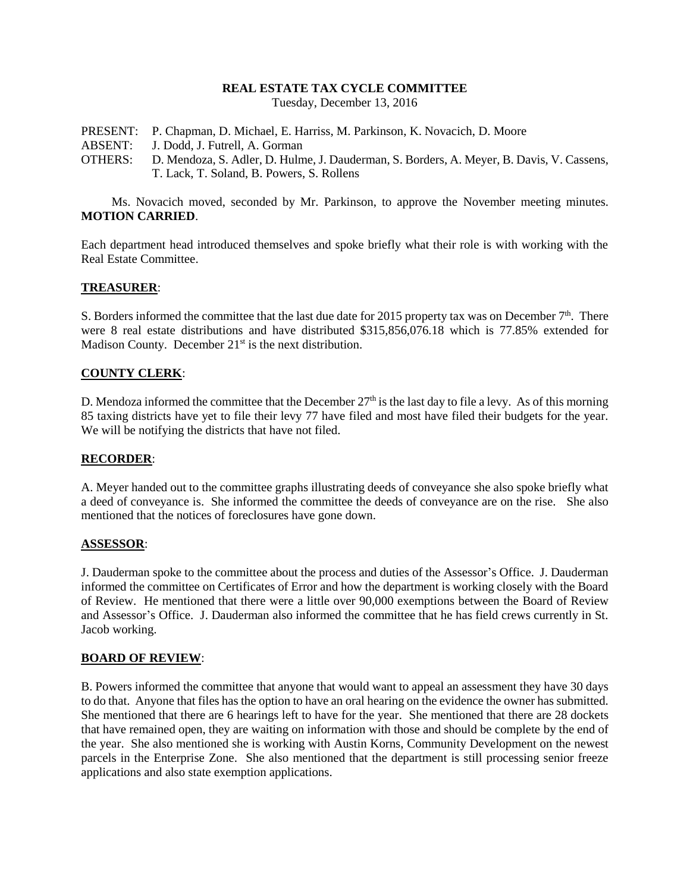**REAL ESTATE TAX CYCLE COMMITTEE**

Tuesday, December 13, 2016

PRESENT: P. Chapman, D. Michael, E. Harriss, M. Parkinson, K. Novacich, D. Moore
ABSENT: J. Dodd, J. Futrell, A. Gorman
OTHERS: D. Mendoza, S. Adler, D. Hulme, J. Dauderman, S. Borders, A. Meyer, B. Davis, V. Cassens, T. Lack, T. Soland, B. Powers, S. Rollens

Ms. Novacich moved, seconded by Mr. Parkinson, to approve the November meeting minutes. **MOTION CARRIED**.

Each department head introduced themselves and spoke briefly what their role is with working with the Real Estate Committee.

## TREASURER:

S. Borders informed the committee that the last due date for 2015 property tax was on December 7th. There were 8 real estate distributions and have distributed $315,856,076.18 which is 77.85% extended for Madison County. December 21st is the next distribution.

## COUNTY CLERK:

D. Mendoza informed the committee that the December 27th is the last day to file a levy. As of this morning 85 taxing districts have yet to file their levy 77 have filed and most have filed their budgets for the year. We will be notifying the districts that have not filed.

## RECORDER:

A. Meyer handed out to the committee graphs illustrating deeds of conveyance she also spoke briefly what a deed of conveyance is. She informed the committee the deeds of conveyance are on the rise. She also mentioned that the notices of foreclosures have gone down.

## ASSESSOR:

J. Dauderman spoke to the committee about the process and duties of the Assessor's Office. J. Dauderman informed the committee on Certificates of Error and how the department is working closely with the Board of Review. He mentioned that there were a little over 90,000 exemptions between the Board of Review and Assessor's Office. J. Dauderman also informed the committee that he has field crews currently in St. Jacob working.

## BOARD OF REVIEW:

B. Powers informed the committee that anyone that would want to appeal an assessment they have 30 days to do that. Anyone that files has the option to have an oral hearing on the evidence the owner has submitted. She mentioned that there are 6 hearings left to have for the year. She mentioned that there are 28 dockets that have remained open, they are waiting on information with those and should be complete by the end of the year. She also mentioned she is working with Austin Korns, Community Development on the newest parcels in the Enterprise Zone. She also mentioned that the department is still processing senior freeze applications and also state exemption applications.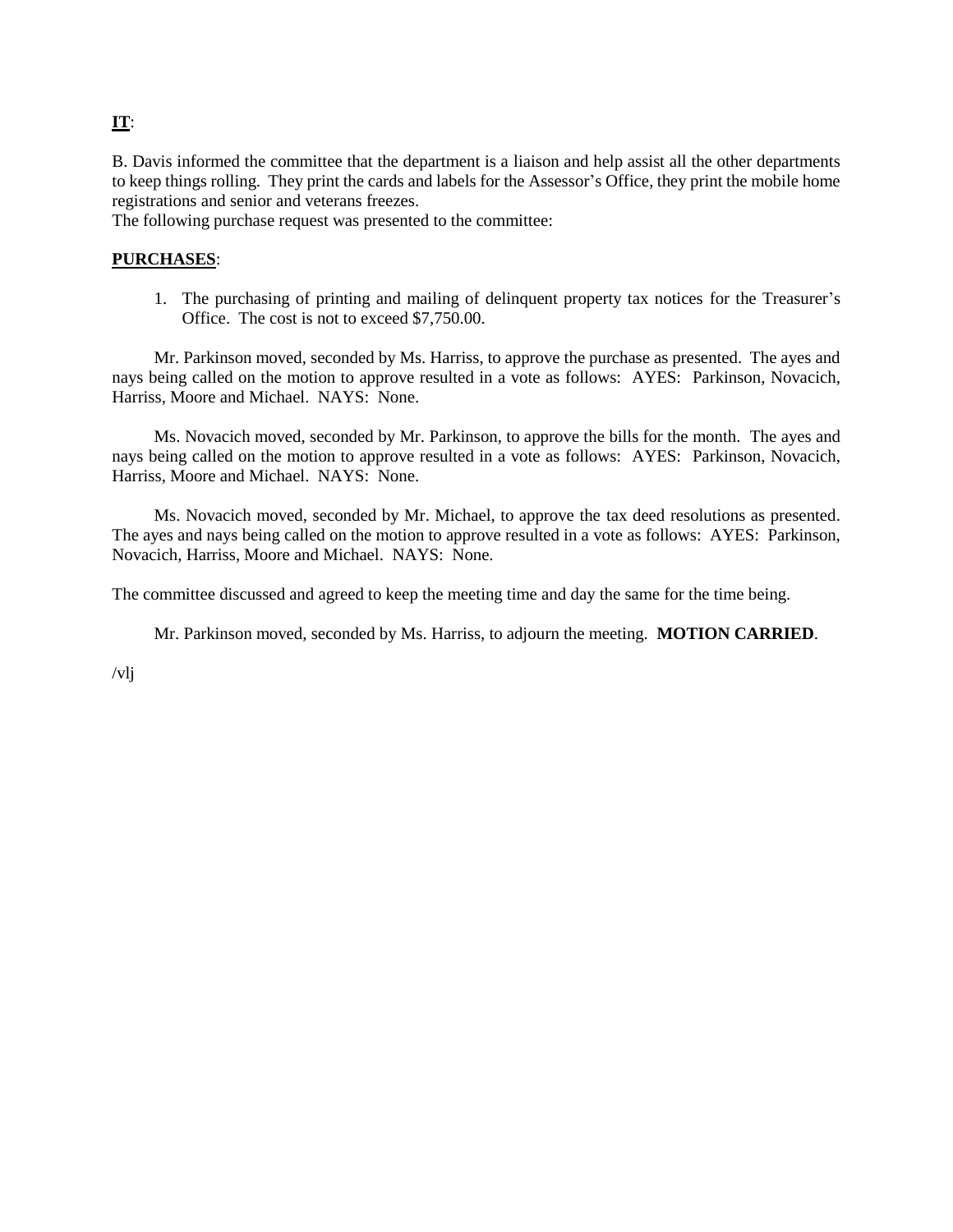**IT**:

B. Davis informed the committee that the department is a liaison and help assist all the other departments to keep things rolling. They print the cards and labels for the Assessor's Office, they print the mobile home registrations and senior and veterans freezes.
The following purchase request was presented to the committee:

**PURCHASES**:

1. The purchasing of printing and mailing of delinquent property tax notices for the Treasurer's Office. The cost is not to exceed $7,750.00.

Mr. Parkinson moved, seconded by Ms. Harriss, to approve the purchase as presented. The ayes and nays being called on the motion to approve resulted in a vote as follows: AYES: Parkinson, Novacich, Harriss, Moore and Michael. NAYS: None.

Ms. Novacich moved, seconded by Mr. Parkinson, to approve the bills for the month. The ayes and nays being called on the motion to approve resulted in a vote as follows: AYES: Parkinson, Novacich, Harriss, Moore and Michael. NAYS: None.

Ms. Novacich moved, seconded by Mr. Michael, to approve the tax deed resolutions as presented. The ayes and nays being called on the motion to approve resulted in a vote as follows: AYES: Parkinson, Novacich, Harriss, Moore and Michael. NAYS: None.

The committee discussed and agreed to keep the meeting time and day the same for the time being.

Mr. Parkinson moved, seconded by Ms. Harriss, to adjourn the meeting. **MOTION CARRIED**.

/vlj